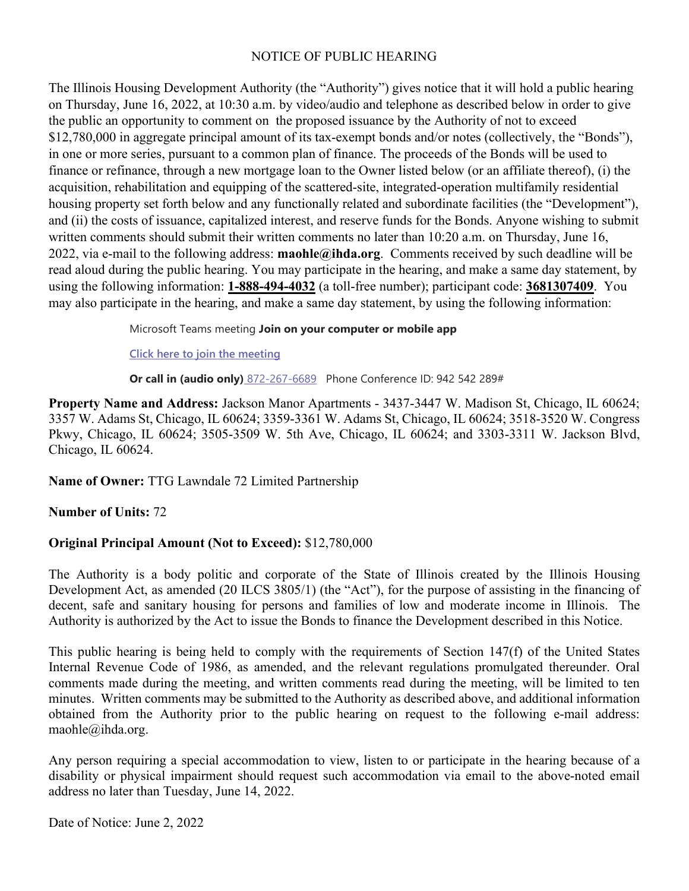# NOTICE OF PUBLIC HEARING

The Illinois Housing Development Authority (the "Authority") gives notice that it will hold a public hearing on Thursday, June 16, 2022, at 10:30 a.m. by video/audio and telephone as described below in order to give the public an opportunity to comment on the proposed issuance by the Authority of not to exceed $12,780,000 in aggregate principal amount of its tax-exempt bonds and/or notes (collectively, the "Bonds"), in one or more series, pursuant to a common plan of finance. The proceeds of the Bonds will be used to finance or refinance, through a new mortgage loan to the Owner listed below (or an affiliate thereof), (i) the acquisition, rehabilitation and equipping of the scattered-site, integrated-operation multifamily residential housing property set forth below and any functionally related and subordinate facilities (the "Development"), and (ii) the costs of issuance, capitalized interest, and reserve funds for the Bonds. Anyone wishing to submit written comments should submit their written comments no later than 10:20 a.m. on Thursday, June 16, 2022, via e-mail to the following address: **maohle@ihda.org**. Comments received by such deadline will be read aloud during the public hearing. You may participate in the hearing, and make a same day statement, by using the following information: **1-888-494-4032** (a toll-free number); participant code: **3681307409**. You may also participate in the hearing, and make a same day statement, by using the following information:

Microsoft Teams meeting **Join on your computer or mobile app**

Click here to join the meeting

**Or call in (audio only)** 872-267-6689 Phone Conference ID: 942 542 289#

**Property Name and Address:** Jackson Manor Apartments - 3437-3447 W. Madison St, Chicago, IL 60624; 3357 W. Adams St, Chicago, IL 60624; 3359-3361 W. Adams St, Chicago, IL 60624; 3518-3520 W. Congress Pkwy, Chicago, IL 60624; 3505-3509 W. 5th Ave, Chicago, IL 60624; and 3303-3311 W. Jackson Blvd, Chicago, IL 60624.

**Name of Owner:** TTG Lawndale 72 Limited Partnership

**Number of Units:** 72

**Original Principal Amount (Not to Exceed):** $12,780,000

The Authority is a body politic and corporate of the State of Illinois created by the Illinois Housing Development Act, as amended (20 ILCS 3805/1) (the "Act"), for the purpose of assisting in the financing of decent, safe and sanitary housing for persons and families of low and moderate income in Illinois. The Authority is authorized by the Act to issue the Bonds to finance the Development described in this Notice.

This public hearing is being held to comply with the requirements of Section 147(f) of the United States Internal Revenue Code of 1986, as amended, and the relevant regulations promulgated thereunder. Oral comments made during the meeting, and written comments read during the meeting, will be limited to ten minutes. Written comments may be submitted to the Authority as described above, and additional information obtained from the Authority prior to the public hearing on request to the following e-mail address: maohle@ihda.org.

Any person requiring a special accommodation to view, listen to or participate in the hearing because of a disability or physical impairment should request such accommodation via email to the above-noted email address no later than Tuesday, June 14, 2022.

Date of Notice: June 2, 2022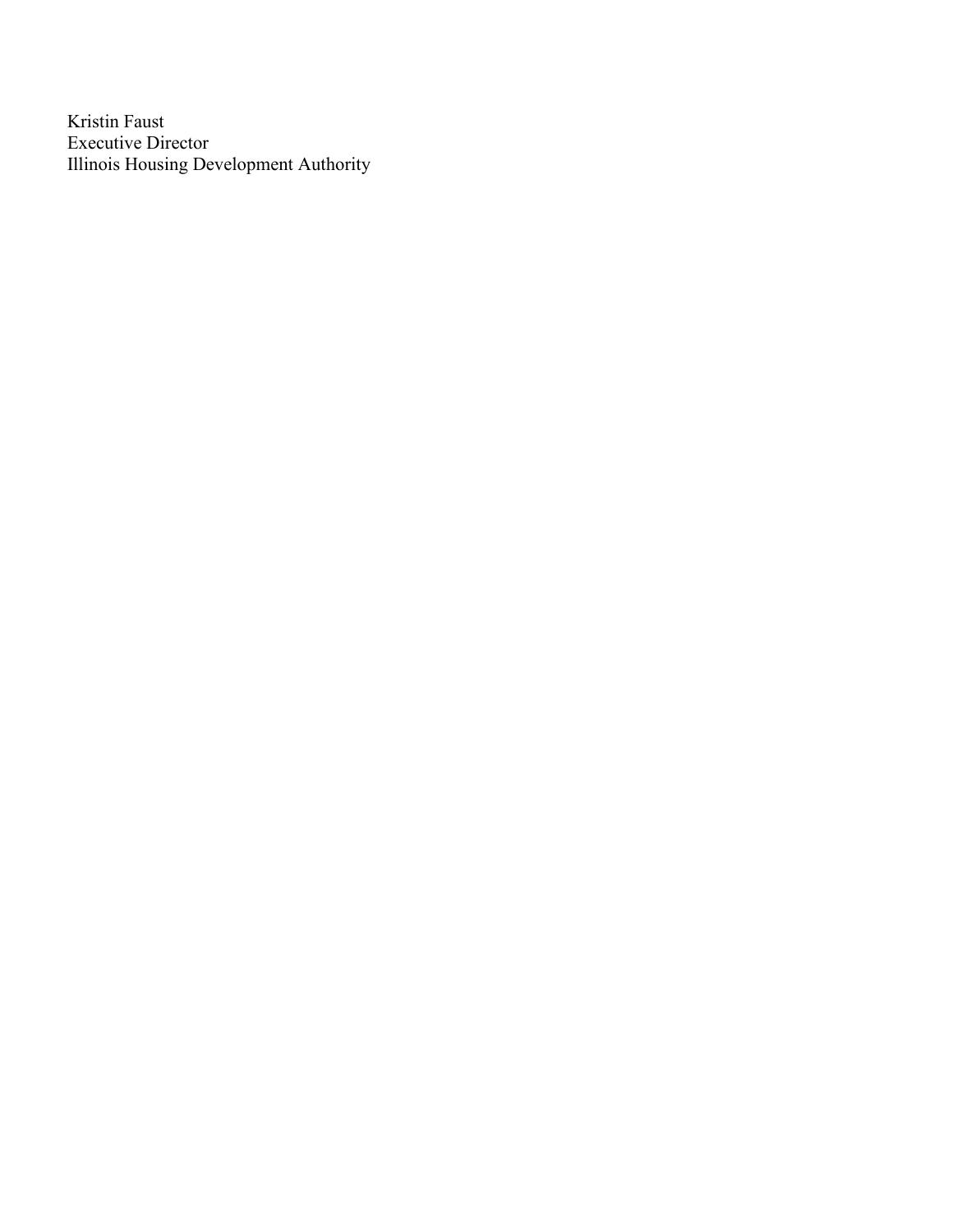Kristin Faust
Executive Director
Illinois Housing Development Authority